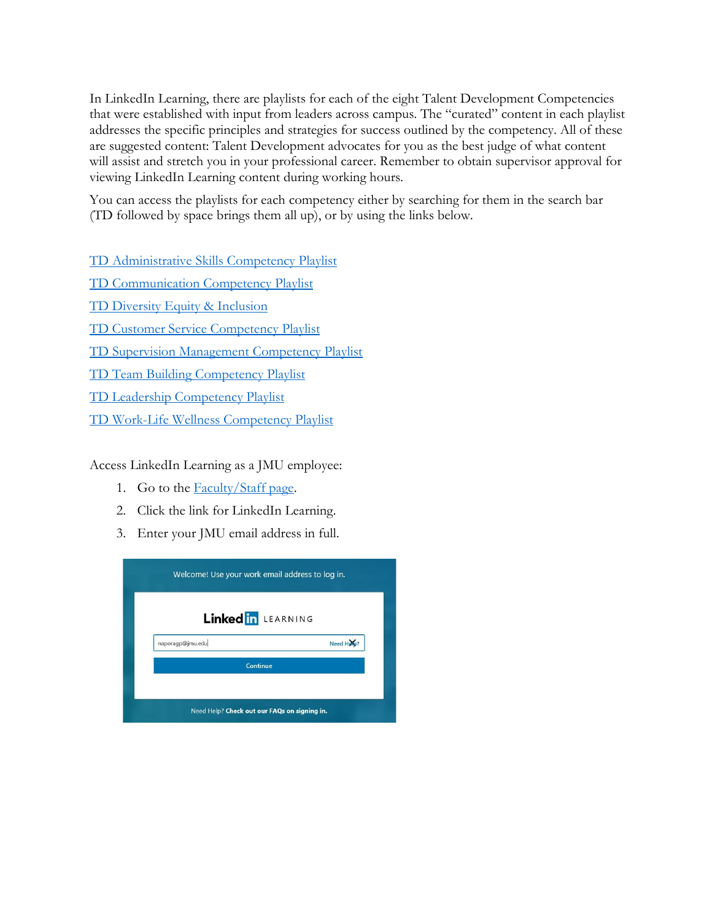In LinkedIn Learning, there are playlists for each of the eight Talent Development Competencies that were established with input from leaders across campus. The "curated" content in each playlist addresses the specific principles and strategies for success outlined by the competency. All of these are suggested content: Talent Development advocates for you as the best judge of what content will assist and stretch you in your professional career. Remember to obtain supervisor approval for viewing LinkedIn Learning content during working hours.

You can access the playlists for each competency either by searching for them in the search bar (TD followed by space brings them all up), or by using the links below.

TD Administrative Skills Competency Playlist

TD Communication Competency Playlist

TD Diversity Equity & Inclusion

TD Customer Service Competency Playlist

TD Supervision Management Competency Playlist

TD Team Building Competency Playlist

TD Leadership Competency Playlist

TD Work-Life Wellness Competency Playlist

Access LinkedIn Learning as a JMU employee:

1. Go to the Faculty/Staff page.
2. Click the link for LinkedIn Learning.
3. Enter your JMU email address in full.

Welcome! Use your work email address to log in.

LinkedIn LEARNING

naporagp@jmu.edu Need Help?

Continue

Need Help? Check out our FAQs on signing in.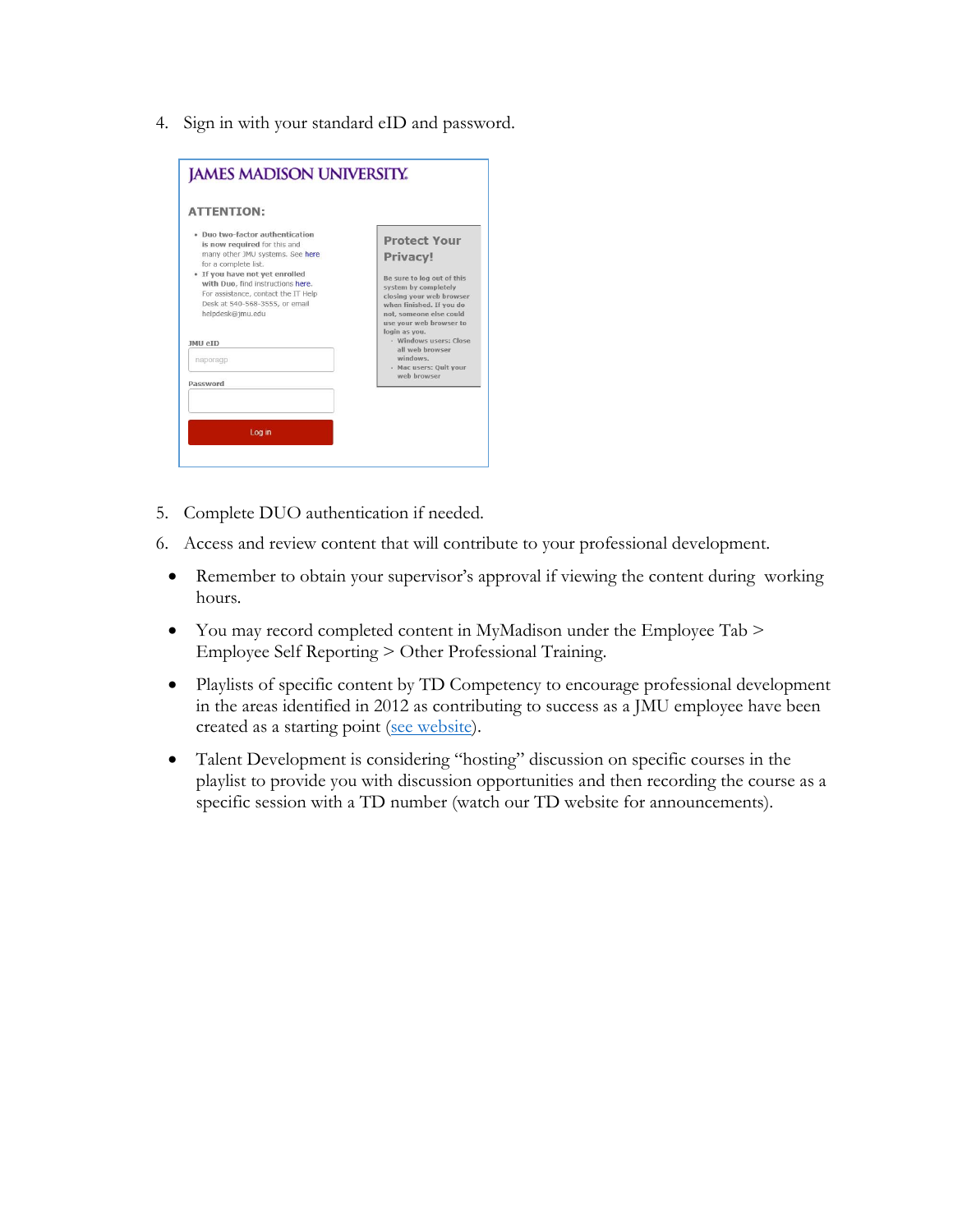4. Sign in with your standard eID and password.

5. Complete DUO authentication if needed.

6. Access and review content that will contribute to your professional development.

- Remember to obtain your supervisor's approval if viewing the content during working hours.
- You may record completed content in MyMadison under the Employee Tab > Employee Self Reporting > Other Professional Training.
- Playlists of specific content by TD Competency to encourage professional development in the areas identified in 2012 as contributing to success as a JMU employee have been created as a starting point (see website).
- Talent Development is considering "hosting" discussion on specific courses in the playlist to provide you with discussion opportunities and then recording the course as a specific session with a TD number (watch our TD website for announcements).